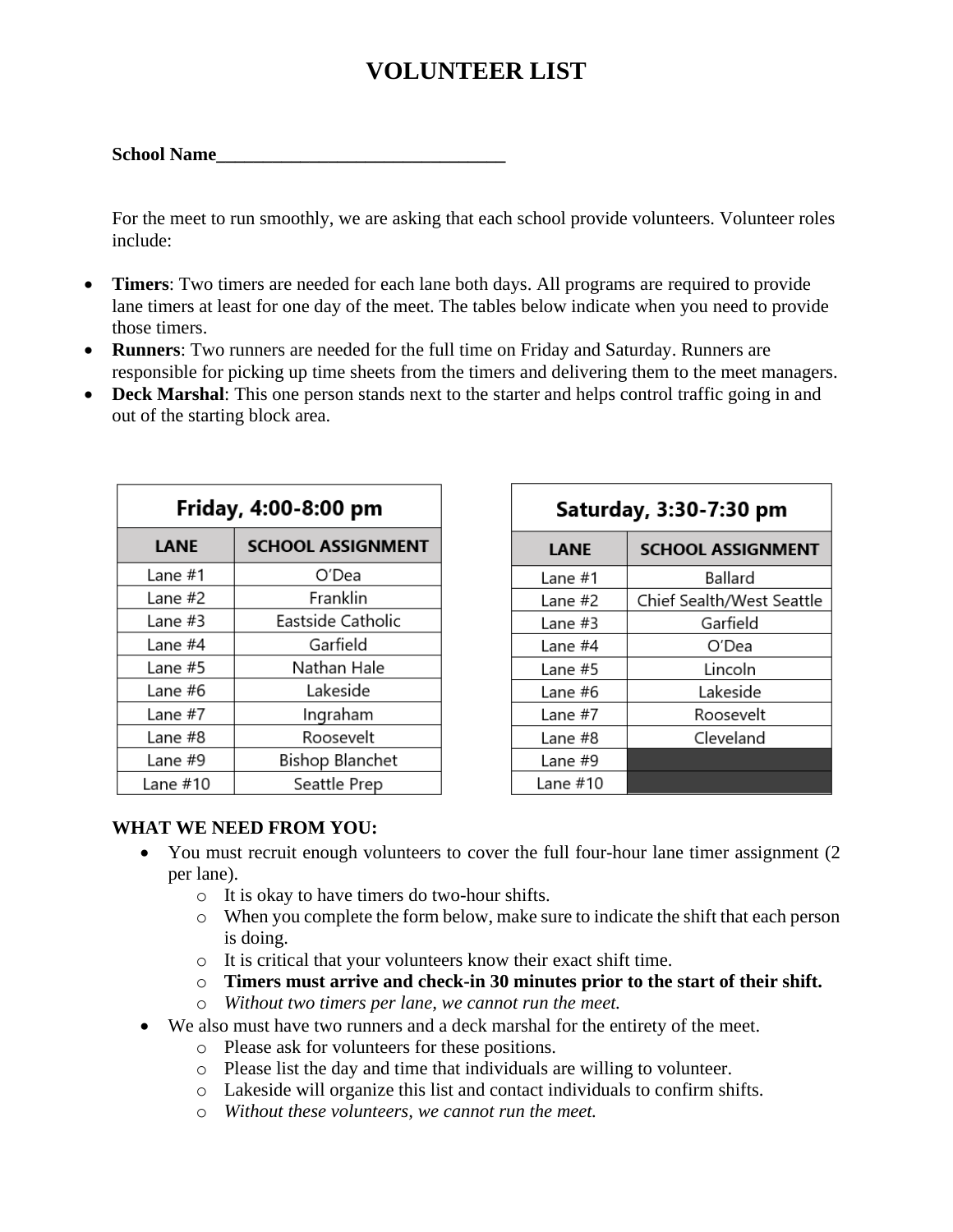# VOLUNTEER LIST

**School Name________________________________**

For the meet to run smoothly, we are asking that each school provide volunteers. Volunteer roles include:

- **Timers**: Two timers are needed for each lane both days. All programs are required to provide lane timers at least for one day of the meet. The tables below indicate when you need to provide those timers.
- **Runners**: Two runners are needed for the full time on Friday and Saturday. Runners are responsible for picking up time sheets from the timers and delivering them to the meet managers.
- **Deck Marshal**: This one person stands next to the starter and helps control traffic going in and out of the starting block area.

| Friday, 4:00-8:00 pm | |
|---|---|
| **LANE** | **SCHOOL ASSIGNMENT** |
| Lane #1 | O'Dea |
| Lane #2 | Franklin |
| Lane #3 | Eastside Catholic |
| Lane #4 | Garfield |
| Lane #5 | Nathan Hale |
| Lane #6 | Lakeside |
| Lane #7 | Ingraham |
| Lane #8 | Roosevelt |
| Lane #9 | Bishop Blanchet |
| Lane #10 | Seattle Prep |

| Saturday, 3:30-7:30 pm | |
|---|---|
| **LANE** | **SCHOOL ASSIGNMENT** |
| Lane #1 | Ballard |
| Lane #2 | Chief Sealth/West Seattle |
| Lane #3 | Garfield |
| Lane #4 | O'Dea |
| Lane #5 | Lincoln |
| Lane #6 | Lakeside |
| Lane #7 | Roosevelt |
| Lane #8 | Cleveland |
| Lane #9 | |
| Lane #10 | |

**WHAT WE NEED FROM YOU:**

- You must recruit enough volunteers to cover the full four-hour lane timer assignment (2 per lane).
  - It is okay to have timers do two-hour shifts.
  - When you complete the form below, make sure to indicate the shift that each person is doing.
  - It is critical that your volunteers know their exact shift time.
  - **Timers must arrive and check-in 30 minutes prior to the start of their shift.**
  - *Without two timers per lane, we cannot run the meet.*
- We also must have two runners and a deck marshal for the entirety of the meet.
  - Please ask for volunteers for these positions.
  - Please list the day and time that individuals are willing to volunteer.
  - Lakeside will organize this list and contact individuals to confirm shifts.
  - *Without these volunteers, we cannot run the meet.*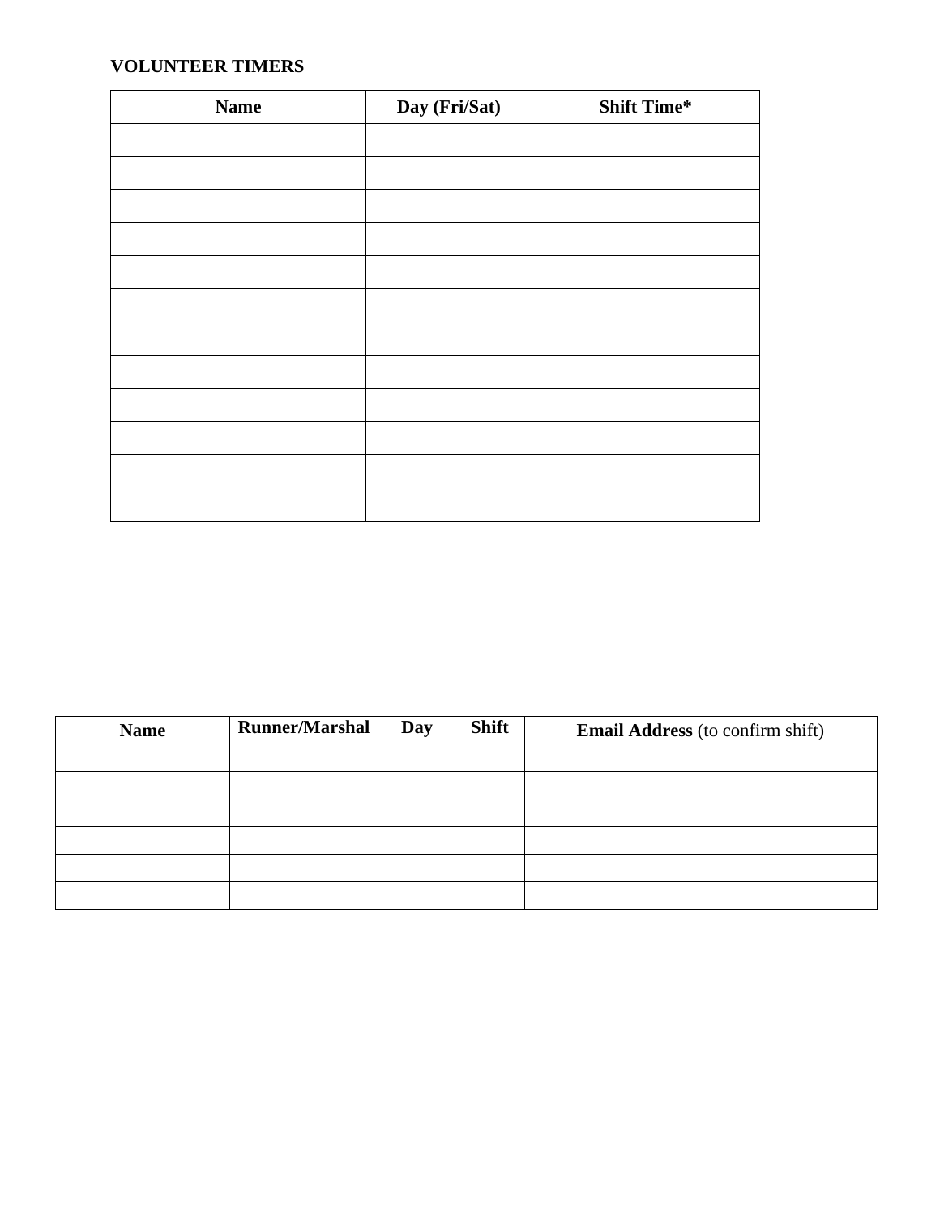**VOLUNTEER TIMERS**

| Name | Day (Fri/Sat) | Shift Time* |
|---|---|---|
| | | |
| | | |
| | | |
| | | |
| | | |
| | | |
| | | |
| | | |
| | | |
| | | |
| | | |
| | | |

| Name | Runner/Marshal | Day | Shift | **Email Address** (to confirm shift) |
|---|---|---|---|---|
| | | | | |
| | | | | |
| | | | | |
| | | | | |
| | | | | |
| | | | | |